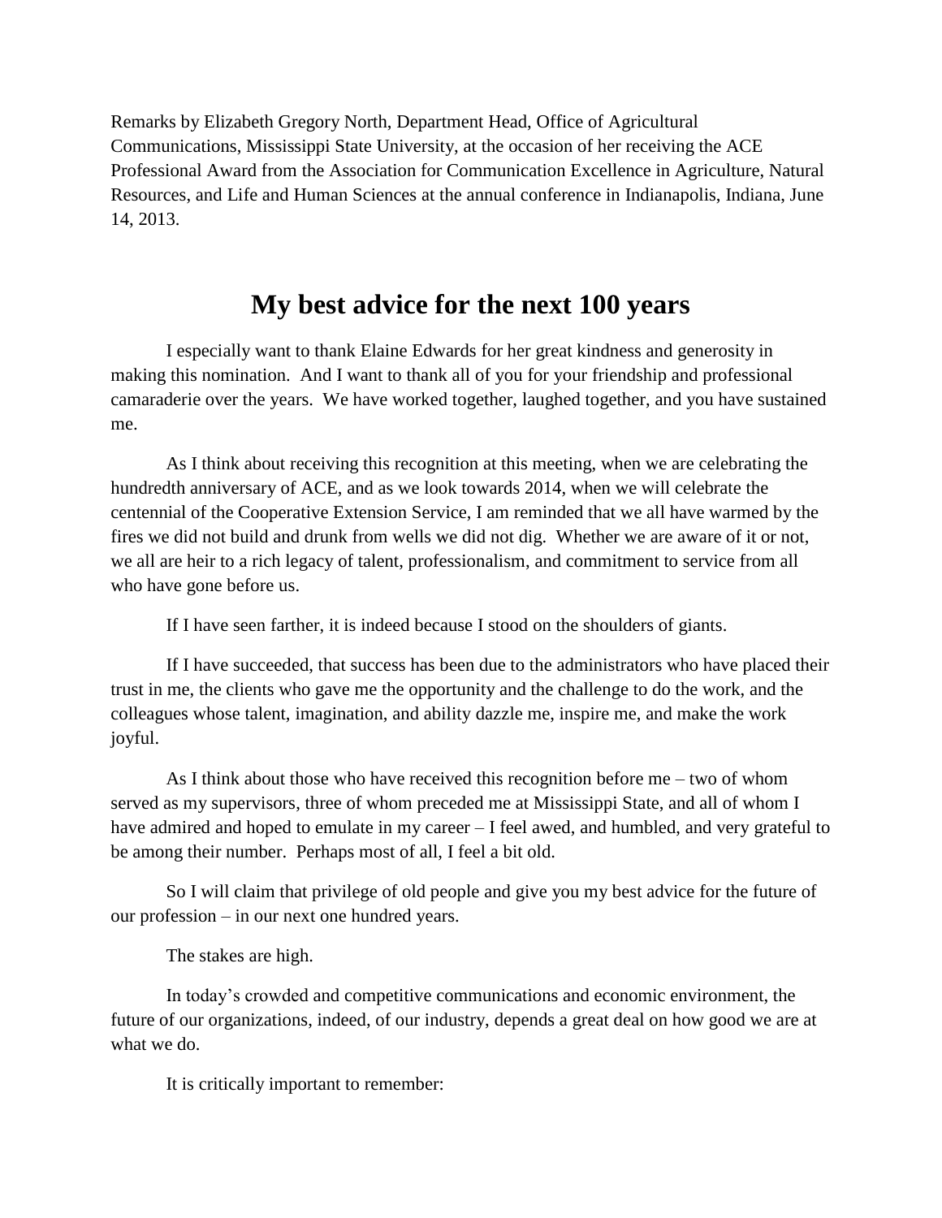Remarks by Elizabeth Gregory North, Department Head, Office of Agricultural Communications, Mississippi State University, at the occasion of her receiving the ACE Professional Award from the Association for Communication Excellence in Agriculture, Natural Resources, and Life and Human Sciences at the annual conference in Indianapolis, Indiana, June 14, 2013.

# My best advice for the next 100 years

I especially want to thank Elaine Edwards for her great kindness and generosity in making this nomination. And I want to thank all of you for your friendship and professional camaraderie over the years. We have worked together, laughed together, and you have sustained me.

As I think about receiving this recognition at this meeting, when we are celebrating the hundredth anniversary of ACE, and as we look towards 2014, when we will celebrate the centennial of the Cooperative Extension Service, I am reminded that we all have warmed by the fires we did not build and drunk from wells we did not dig. Whether we are aware of it or not, we all are heir to a rich legacy of talent, professionalism, and commitment to service from all who have gone before us.

If I have seen farther, it is indeed because I stood on the shoulders of giants.

If I have succeeded, that success has been due to the administrators who have placed their trust in me, the clients who gave me the opportunity and the challenge to do the work, and the colleagues whose talent, imagination, and ability dazzle me, inspire me, and make the work joyful.

As I think about those who have received this recognition before me – two of whom served as my supervisors, three of whom preceded me at Mississippi State, and all of whom I have admired and hoped to emulate in my career – I feel awed, and humbled, and very grateful to be among their number. Perhaps most of all, I feel a bit old.

So I will claim that privilege of old people and give you my best advice for the future of our profession – in our next one hundred years.

The stakes are high.

In today's crowded and competitive communications and economic environment, the future of our organizations, indeed, of our industry, depends a great deal on how good we are at what we do.

It is critically important to remember: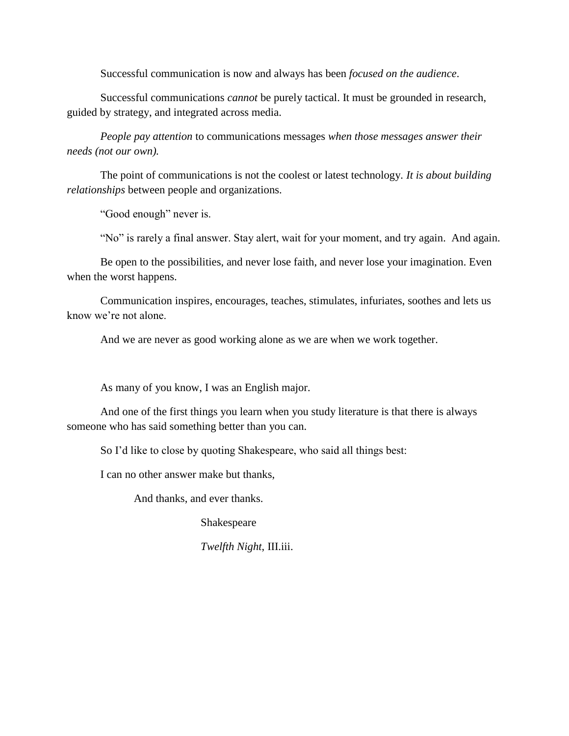Successful communication is now and always has been *focused on the audience*.

Successful communications *cannot* be purely tactical. It must be grounded in research, guided by strategy, and integrated across media.

*People pay attention* to communications messages *when those messages answer their needs (not our own).*

The point of communications is not the coolest or latest technology. *It is about building relationships* between people and organizations.

"Good enough" never is.

"No" is rarely a final answer. Stay alert, wait for your moment, and try again. And again.

Be open to the possibilities, and never lose faith, and never lose your imagination. Even when the worst happens.

Communication inspires, encourages, teaches, stimulates, infuriates, soothes and lets us know we're not alone.

And we are never as good working alone as we are when we work together.

As many of you know, I was an English major.

And one of the first things you learn when you study literature is that there is always someone who has said something better than you can.

So I'd like to close by quoting Shakespeare, who said all things best:

I can no other answer make but thanks,

And thanks, and ever thanks.

Shakespeare

*Twelfth Night*, III.iii.